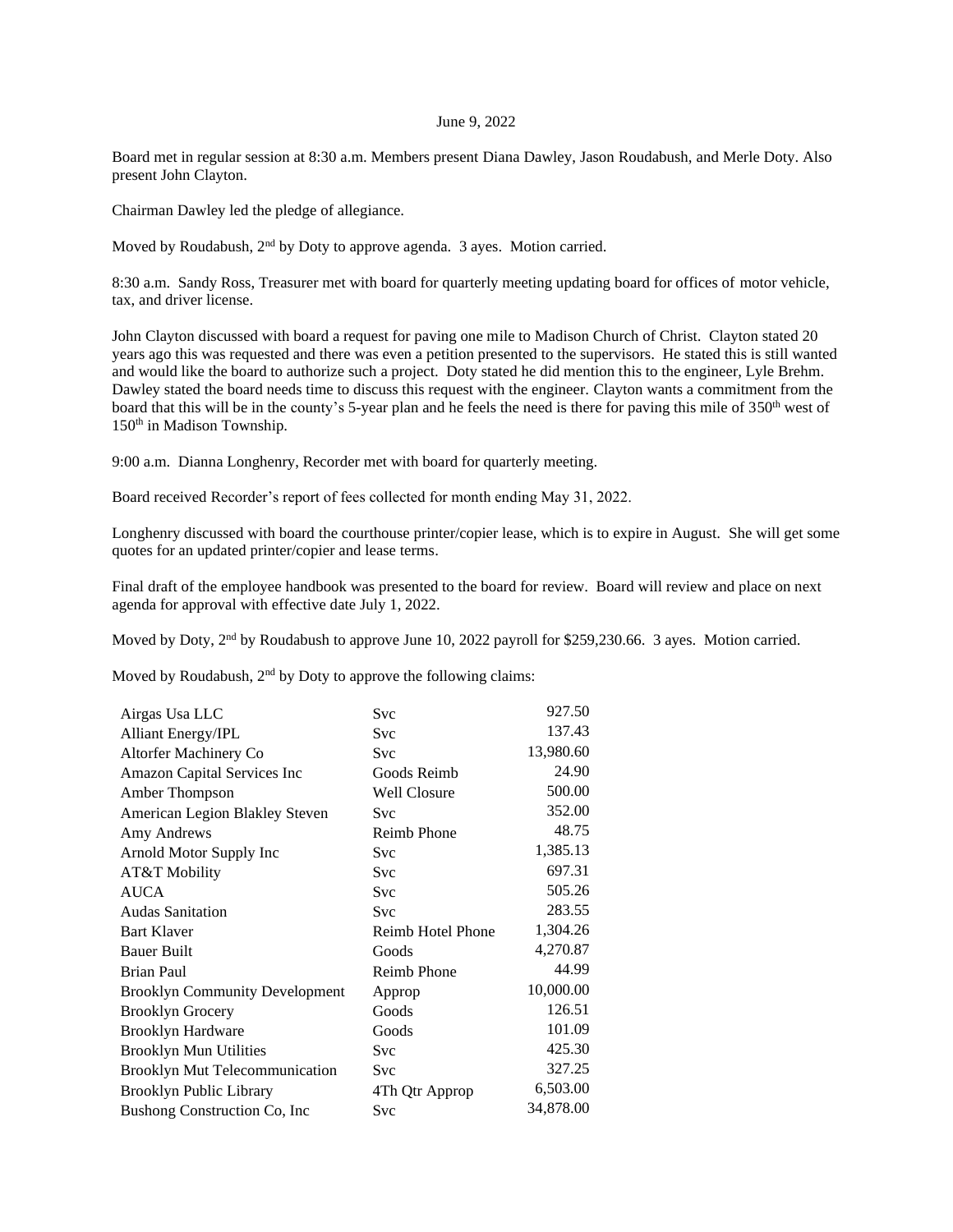June 9, 2022

Board met in regular session at 8:30 a.m. Members present Diana Dawley, Jason Roudabush, and Merle Doty. Also present John Clayton.

Chairman Dawley led the pledge of allegiance.

Moved by Roudabush, 2nd by Doty to approve agenda. 3 ayes. Motion carried.

8:30 a.m. Sandy Ross, Treasurer met with board for quarterly meeting updating board for offices of motor vehicle, tax, and driver license.

John Clayton discussed with board a request for paving one mile to Madison Church of Christ. Clayton stated 20 years ago this was requested and there was even a petition presented to the supervisors. He stated this is still wanted and would like the board to authorize such a project. Doty stated he did mention this to the engineer, Lyle Brehm. Dawley stated the board needs time to discuss this request with the engineer. Clayton wants a commitment from the board that this will be in the county's 5-year plan and he feels the need is there for paving this mile of 350th west of 150th in Madison Township.

9:00 a.m. Dianna Longhenry, Recorder met with board for quarterly meeting.

Board received Recorder's report of fees collected for month ending May 31, 2022.

Longhenry discussed with board the courthouse printer/copier lease, which is to expire in August. She will get some quotes for an updated printer/copier and lease terms.

Final draft of the employee handbook was presented to the board for review. Board will review and place on next agenda for approval with effective date July 1, 2022.

Moved by Doty, 2nd by Roudabush to approve June 10, 2022 payroll for $259,230.66. 3 ayes. Motion carried.

Moved by Roudabush, 2nd by Doty to approve the following claims:

| | | |
|---|---|---:|
| Airgas Usa LLC | Svc | 927.50 |
| Alliant Energy/IPL | Svc | 137.43 |
| Altorfer Machinery Co | Svc | 13,980.60 |
| Amazon Capital Services Inc | Goods Reimb | 24.90 |
| Amber Thompson | Well Closure | 500.00 |
| American Legion Blakley Steven | Svc | 352.00 |
| Amy Andrews | Reimb Phone | 48.75 |
| Arnold Motor Supply Inc | Svc | 1,385.13 |
| AT&T Mobility | Svc | 697.31 |
| AUCA | Svc | 505.26 |
| Audas Sanitation | Svc | 283.55 |
| Bart Klaver | Reimb Hotel Phone | 1,304.26 |
| Bauer Built | Goods | 4,270.87 |
| Brian Paul | Reimb Phone | 44.99 |
| Brooklyn Community Development | Approp | 10,000.00 |
| Brooklyn Grocery | Goods | 126.51 |
| Brooklyn Hardware | Goods | 101.09 |
| Brooklyn Mun Utilities | Svc | 425.30 |
| Brooklyn Mut Telecommunication | Svc | 327.25 |
| Brooklyn Public Library | 4Th Qtr Approp | 6,503.00 |
| Bushong Construction Co, Inc | Svc | 34,878.00 |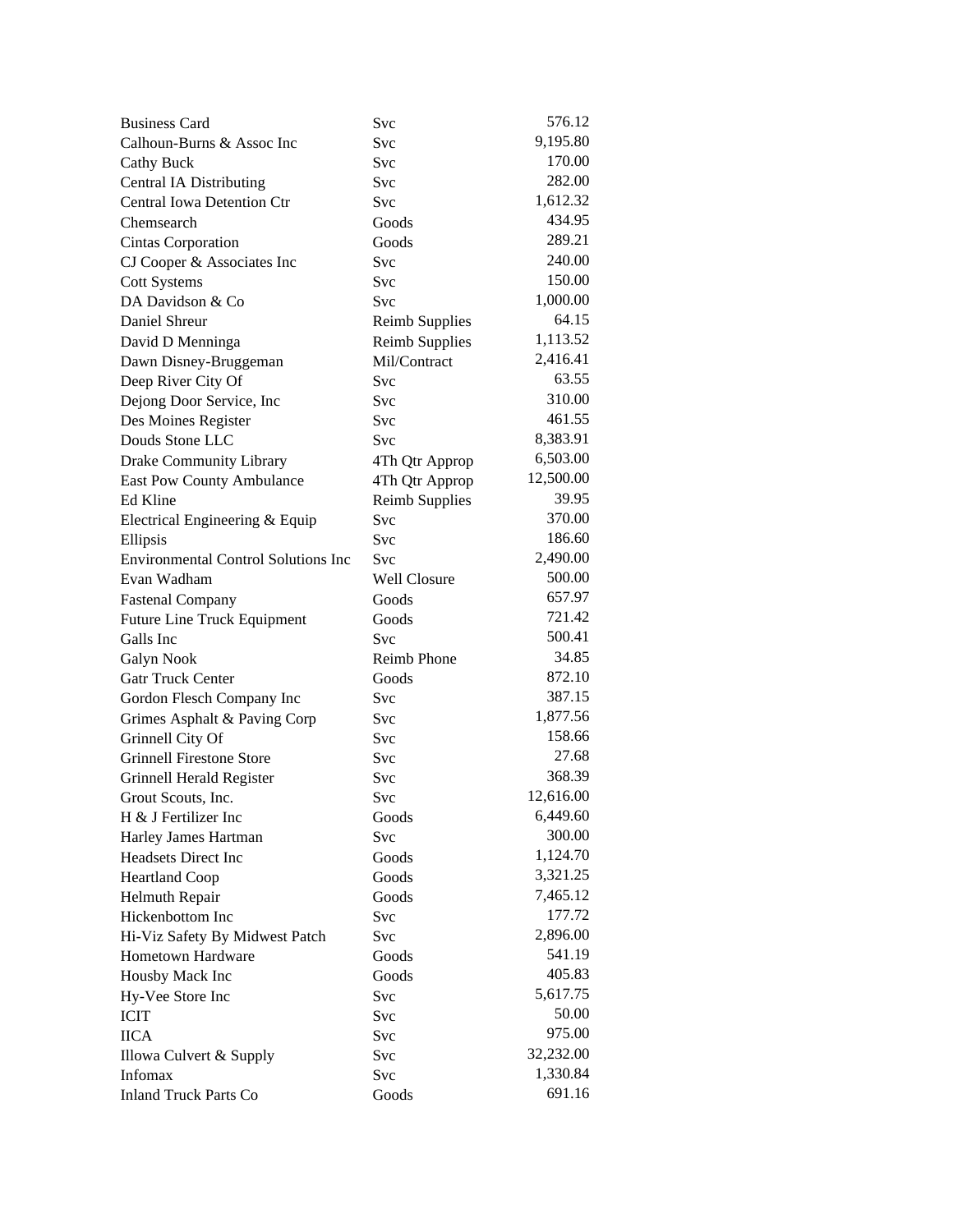| | | |
|---|---|---|
| Business Card | Svc | 576.12 |
| Calhoun-Burns & Assoc Inc | Svc | 9,195.80 |
| Cathy Buck | Svc | 170.00 |
| Central IA Distributing | Svc | 282.00 |
| Central Iowa Detention Ctr | Svc | 1,612.32 |
| Chemsearch | Goods | 434.95 |
| Cintas Corporation | Goods | 289.21 |
| CJ Cooper & Associates Inc | Svc | 240.00 |
| Cott Systems | Svc | 150.00 |
| DA Davidson & Co | Svc | 1,000.00 |
| Daniel Shreur | Reimb Supplies | 64.15 |
| David D Menninga | Reimb Supplies | 1,113.52 |
| Dawn Disney-Bruggeman | Mil/Contract | 2,416.41 |
| Deep River City Of | Svc | 63.55 |
| Dejong Door Service, Inc | Svc | 310.00 |
| Des Moines Register | Svc | 461.55 |
| Douds Stone LLC | Svc | 8,383.91 |
| Drake Community Library | 4Th Qtr Approp | 6,503.00 |
| East Pow County Ambulance | 4Th Qtr Approp | 12,500.00 |
| Ed Kline | Reimb Supplies | 39.95 |
| Electrical Engineering & Equip | Svc | 370.00 |
| Ellipsis | Svc | 186.60 |
| Environmental Control Solutions Inc | Svc | 2,490.00 |
| Evan Wadham | Well Closure | 500.00 |
| Fastenal Company | Goods | 657.97 |
| Future Line Truck Equipment | Goods | 721.42 |
| Galls Inc | Svc | 500.41 |
| Galyn Nook | Reimb Phone | 34.85 |
| Gatr Truck Center | Goods | 872.10 |
| Gordon Flesch Company Inc | Svc | 387.15 |
| Grimes Asphalt & Paving Corp | Svc | 1,877.56 |
| Grinnell City Of | Svc | 158.66 |
| Grinnell Firestone Store | Svc | 27.68 |
| Grinnell Herald Register | Svc | 368.39 |
| Grout Scouts, Inc. | Svc | 12,616.00 |
| H & J Fertilizer Inc | Goods | 6,449.60 |
| Harley James Hartman | Svc | 300.00 |
| Headsets Direct Inc | Goods | 1,124.70 |
| Heartland Coop | Goods | 3,321.25 |
| Helmuth Repair | Goods | 7,465.12 |
| Hickenbottom Inc | Svc | 177.72 |
| Hi-Viz Safety By Midwest Patch | Svc | 2,896.00 |
| Hometown Hardware | Goods | 541.19 |
| Housby Mack Inc | Goods | 405.83 |
| Hy-Vee Store Inc | Svc | 5,617.75 |
| ICIT | Svc | 50.00 |
| IICA | Svc | 975.00 |
| Illowa Culvert & Supply | Svc | 32,232.00 |
| Infomax | Svc | 1,330.84 |
| Inland Truck Parts Co | Goods | 691.16 |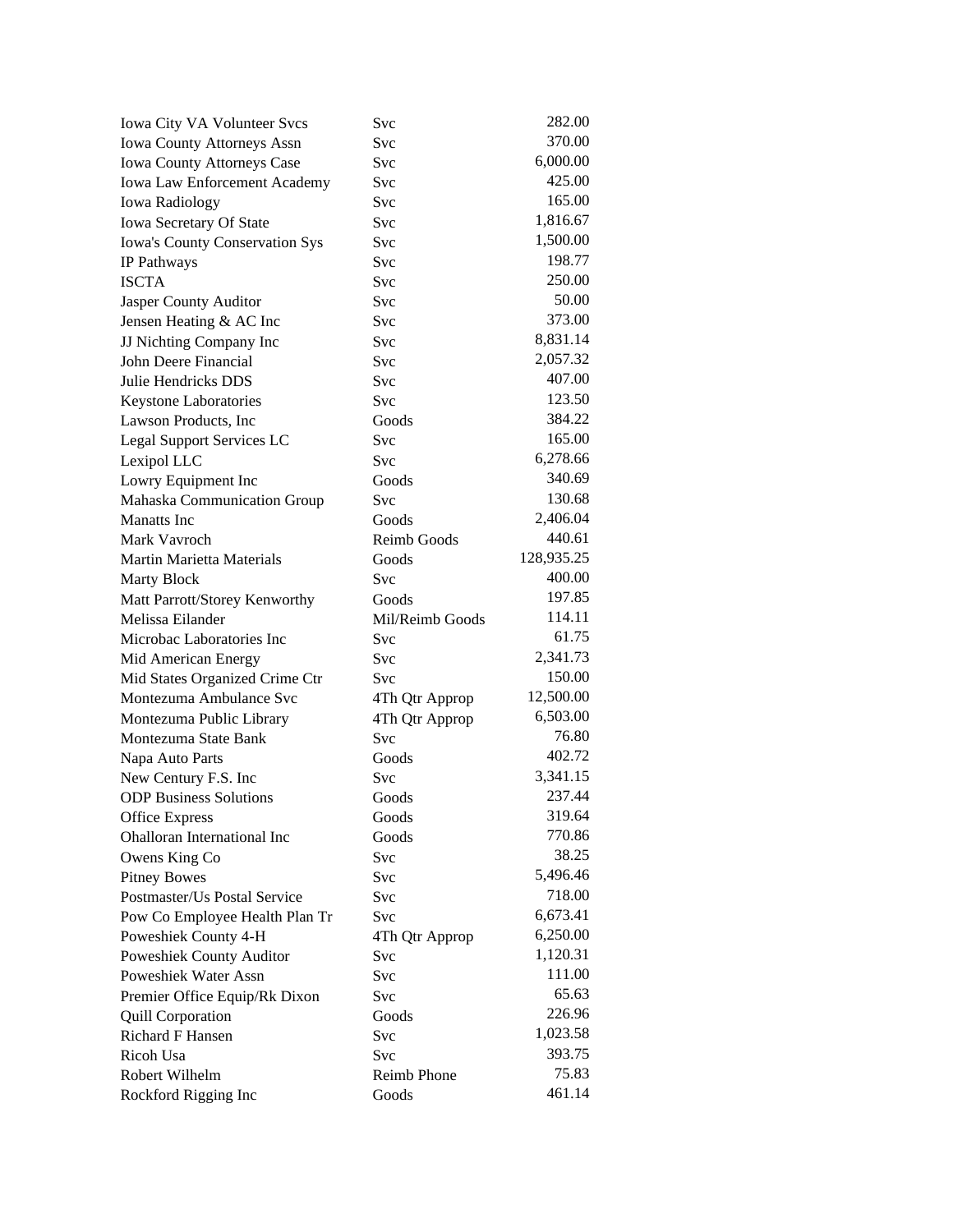| | | |
|---|---|---|
| Iowa City VA Volunteer Svcs | Svc | 282.00 |
| Iowa County Attorneys Assn | Svc | 370.00 |
| Iowa County Attorneys Case | Svc | 6,000.00 |
| Iowa Law Enforcement Academy | Svc | 425.00 |
| Iowa Radiology | Svc | 165.00 |
| Iowa Secretary Of State | Svc | 1,816.67 |
| Iowa's County Conservation Sys | Svc | 1,500.00 |
| IP Pathways | Svc | 198.77 |
| ISCTA | Svc | 250.00 |
| Jasper County Auditor | Svc | 50.00 |
| Jensen Heating & AC Inc | Svc | 373.00 |
| JJ Nichting Company Inc | Svc | 8,831.14 |
| John Deere Financial | Svc | 2,057.32 |
| Julie Hendricks DDS | Svc | 407.00 |
| Keystone Laboratories | Svc | 123.50 |
| Lawson Products, Inc | Goods | 384.22 |
| Legal Support Services LC | Svc | 165.00 |
| Lexipol LLC | Svc | 6,278.66 |
| Lowry Equipment Inc | Goods | 340.69 |
| Mahaska Communication Group | Svc | 130.68 |
| Manatts Inc | Goods | 2,406.04 |
| Mark Vavroch | Reimb Goods | 440.61 |
| Martin Marietta Materials | Goods | 128,935.25 |
| Marty Block | Svc | 400.00 |
| Matt Parrott/Storey Kenworthy | Goods | 197.85 |
| Melissa Eilander | Mil/Reimb Goods | 114.11 |
| Microbac Laboratories Inc | Svc | 61.75 |
| Mid American Energy | Svc | 2,341.73 |
| Mid States Organized Crime Ctr | Svc | 150.00 |
| Montezuma Ambulance Svc | 4Th Qtr Approp | 12,500.00 |
| Montezuma Public Library | 4Th Qtr Approp | 6,503.00 |
| Montezuma State Bank | Svc | 76.80 |
| Napa Auto Parts | Goods | 402.72 |
| New Century F.S. Inc | Svc | 3,341.15 |
| ODP Business Solutions | Goods | 237.44 |
| Office Express | Goods | 319.64 |
| Ohalloran International Inc | Goods | 770.86 |
| Owens King Co | Svc | 38.25 |
| Pitney Bowes | Svc | 5,496.46 |
| Postmaster/Us Postal Service | Svc | 718.00 |
| Pow Co Employee Health Plan Tr | Svc | 6,673.41 |
| Poweshiek County 4-H | 4Th Qtr Approp | 6,250.00 |
| Poweshiek County Auditor | Svc | 1,120.31 |
| Poweshiek Water Assn | Svc | 111.00 |
| Premier Office Equip/Rk Dixon | Svc | 65.63 |
| Quill Corporation | Goods | 226.96 |
| Richard F Hansen | Svc | 1,023.58 |
| Ricoh Usa | Svc | 393.75 |
| Robert Wilhelm | Reimb Phone | 75.83 |
| Rockford Rigging Inc | Goods | 461.14 |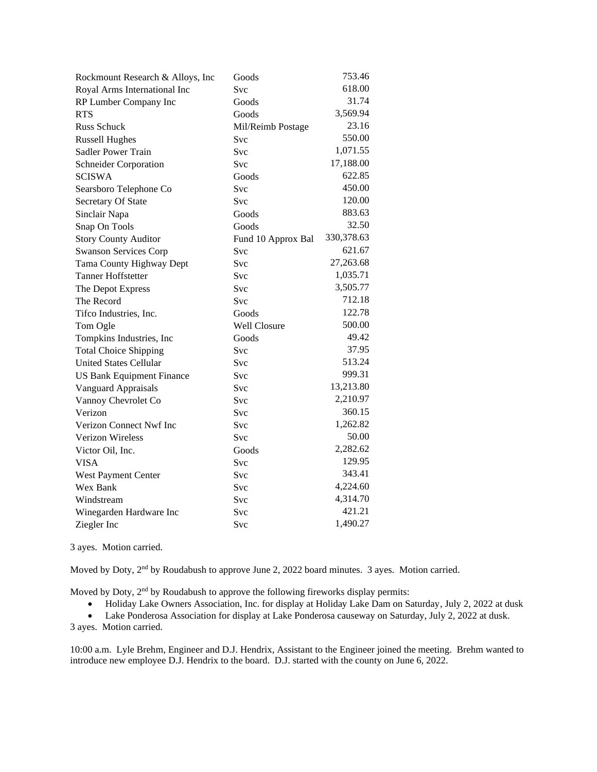| | | |
|---|---|---|
| Rockmount Research & Alloys, Inc | Goods | 753.46 |
| Royal Arms International Inc | Svc | 618.00 |
| RP Lumber Company Inc | Goods | 31.74 |
| RTS | Goods | 3,569.94 |
| Russ Schuck | Mil/Reimb Postage | 23.16 |
| Russell Hughes | Svc | 550.00 |
| Sadler Power Train | Svc | 1,071.55 |
| Schneider Corporation | Svc | 17,188.00 |
| SCISWA | Goods | 622.85 |
| Searsboro Telephone Co | Svc | 450.00 |
| Secretary Of State | Svc | 120.00 |
| Sinclair Napa | Goods | 883.63 |
| Snap On Tools | Goods | 32.50 |
| Story County Auditor | Fund 10 Approx Bal | 330,378.63 |
| Swanson Services Corp | Svc | 621.67 |
| Tama County Highway Dept | Svc | 27,263.68 |
| Tanner Hoffstetter | Svc | 1,035.71 |
| The Depot Express | Svc | 3,505.77 |
| The Record | Svc | 712.18 |
| Tifco Industries, Inc. | Goods | 122.78 |
| Tom Ogle | Well Closure | 500.00 |
| Tompkins Industries, Inc | Goods | 49.42 |
| Total Choice Shipping | Svc | 37.95 |
| United States Cellular | Svc | 513.24 |
| US Bank Equipment Finance | Svc | 999.31 |
| Vanguard Appraisals | Svc | 13,213.80 |
| Vannoy Chevrolet Co | Svc | 2,210.97 |
| Verizon | Svc | 360.15 |
| Verizon Connect Nwf Inc | Svc | 1,262.82 |
| Verizon Wireless | Svc | 50.00 |
| Victor Oil, Inc. | Goods | 2,282.62 |
| VISA | Svc | 129.95 |
| West Payment Center | Svc | 343.41 |
| Wex Bank | Svc | 4,224.60 |
| Windstream | Svc | 4,314.70 |
| Winegarden Hardware Inc | Svc | 421.21 |
| Ziegler Inc | Svc | 1,490.27 |

3 ayes. Motion carried.

Moved by Doty, 2nd by Roudabush to approve June 2, 2022 board minutes. 3 ayes. Motion carried.

Moved by Doty, 2nd by Roudabush to approve the following fireworks display permits:

- Holiday Lake Owners Association, Inc. for display at Holiday Lake Dam on Saturday, July 2, 2022 at dusk
- Lake Ponderosa Association for display at Lake Ponderosa causeway on Saturday, July 2, 2022 at dusk.

3 ayes. Motion carried.

10:00 a.m. Lyle Brehm, Engineer and D.J. Hendrix, Assistant to the Engineer joined the meeting. Brehm wanted to introduce new employee D.J. Hendrix to the board. D.J. started with the county on June 6, 2022.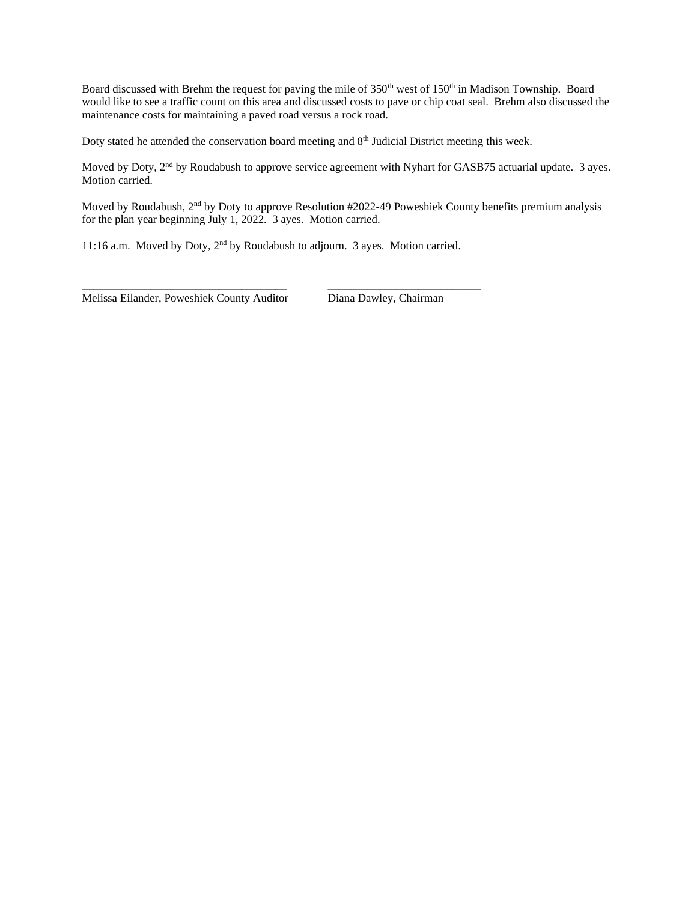Board discussed with Brehm the request for paving the mile of 350th west of 150th in Madison Township. Board would like to see a traffic count on this area and discussed costs to pave or chip coat seal. Brehm also discussed the maintenance costs for maintaining a paved road versus a rock road.

Doty stated he attended the conservation board meeting and 8th Judicial District meeting this week.

Moved by Doty, 2nd by Roudabush to approve service agreement with Nyhart for GASB75 actuarial update. 3 ayes. Motion carried.

Moved by Roudabush, 2nd by Doty to approve Resolution #2022-49 Poweshiek County benefits premium analysis for the plan year beginning July 1, 2022. 3 ayes. Motion carried.

11:16 a.m. Moved by Doty, 2nd by Roudabush to adjourn. 3 ayes. Motion carried.

\_\_\_\_\_\_\_\_\_\_\_\_\_\_\_\_\_\_\_\_\_\_\_\_\_\_\_\_\_\_\_\_\_\_\_\_\_ \_\_\_\_\_\_\_\_\_\_\_\_\_\_\_\_\_\_\_\_\_\_\_\_\_\_\_\_\_

Melissa Eilander, Poweshiek County Auditor Diana Dawley, Chairman